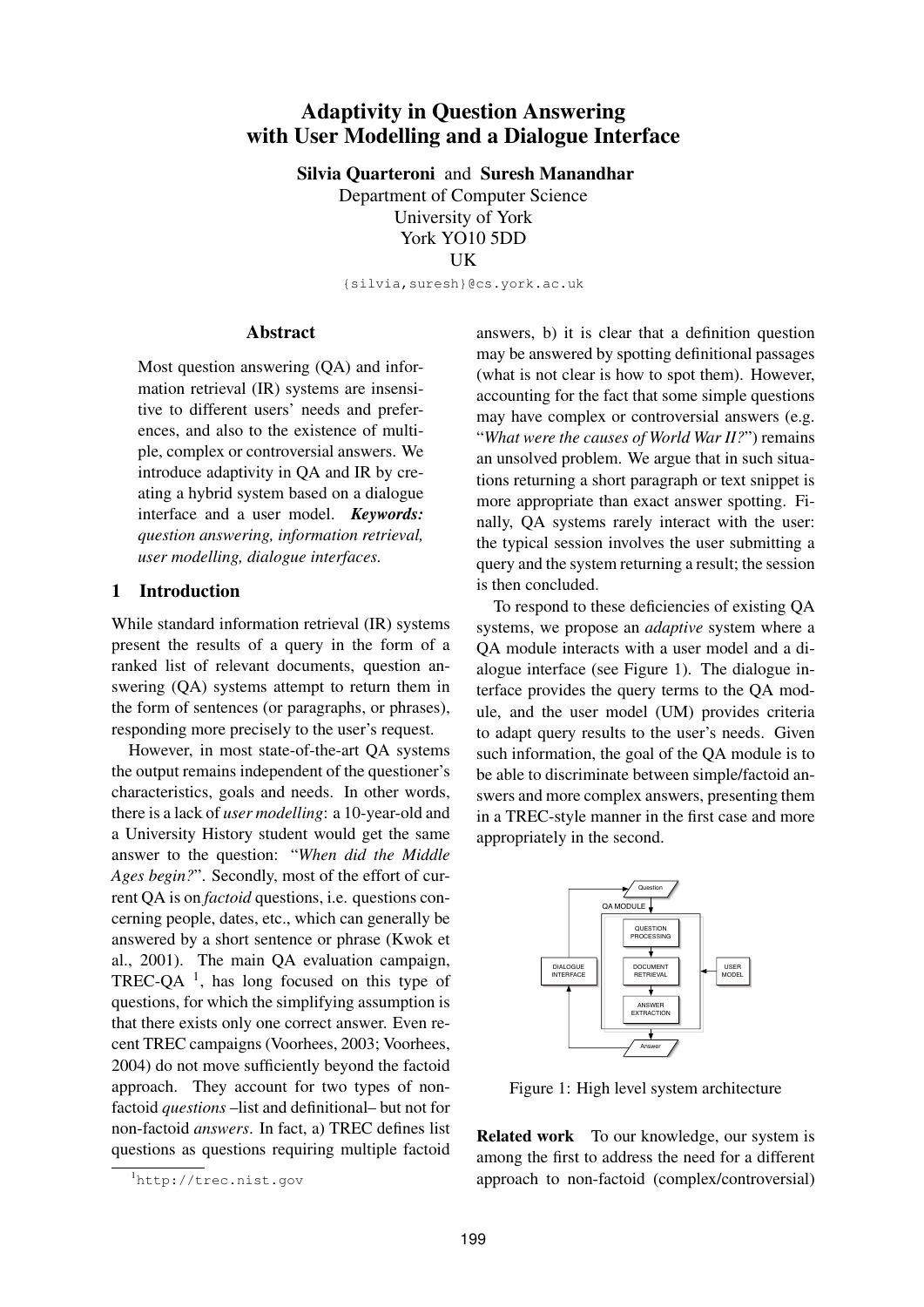# Adaptivity in Question Answering with User Modelling and a Dialogue Interface

**Silvia Quarteroni** and **Suresh Manandhar**
Department of Computer Science
University of York
York YO10 5DD
UK

{silvia,suresh}@cs.york.ac.uk

## Abstract

Most question answering (QA) and information retrieval (IR) systems are insensitive to different users' needs and preferences, and also to the existence of multiple, complex or controversial answers. We introduce adaptivity in QA and IR by creating a hybrid system based on a dialogue interface and a user model. ***Keywords:*** *question answering, information retrieval, user modelling, dialogue interfaces.*

## 1 Introduction

While standard information retrieval (IR) systems present the results of a query in the form of a ranked list of relevant documents, question answering (QA) systems attempt to return them in the form of sentences (or paragraphs, or phrases), responding more precisely to the user's request.

However, in most state-of-the-art QA systems the output remains independent of the questioner's characteristics, goals and needs. In other words, there is a lack of *user modelling*: a 10-year-old and a University History student would get the same answer to the question: "*When did the Middle Ages begin?*". Secondly, most of the effort of current QA is on *factoid* questions, i.e. questions concerning people, dates, etc., which can generally be answered by a short sentence or phrase (Kwok et al., 2001). The main QA evaluation campaign, TREC-QA [1], has long focused on this type of questions, for which the simplifying assumption is that there exists only one correct answer. Even recent TREC campaigns (Voorhees, 2003; Voorhees, 2004) do not move sufficiently beyond the factoid approach. They account for two types of non-factoid *questions* –list and definitional– but not for non-factoid *answers*. In fact, a) TREC defines list questions as questions requiring multiple factoid answers, b) it is clear that a definition question may be answered by spotting definitional passages (what is not clear is how to spot them). However, accounting for the fact that some simple questions may have complex or controversial answers (e.g. "*What were the causes of World War II?*") remains an unsolved problem. We argue that in such situations returning a short paragraph or text snippet is more appropriate than exact answer spotting. Finally, QA systems rarely interact with the user: the typical session involves the user submitting a query and the system returning a result; the session is then concluded.

[1] http://trec.nist.gov

To respond to these deficiencies of existing QA systems, we propose an *adaptive* system where a QA module interacts with a user model and a dialogue interface (see Figure 1). The dialogue interface provides the query terms to the QA module, and the user model (UM) provides criteria to adapt query results to the user's needs. Given such information, the goal of the QA module is to be able to discriminate between simple/factoid answers and more complex answers, presenting them in a TREC-style manner in the first case and more appropriately in the second.

Figure 1: High level system architecture

**Related work** To our knowledge, our system is among the first to address the need for a different approach to non-factoid (complex/controversial)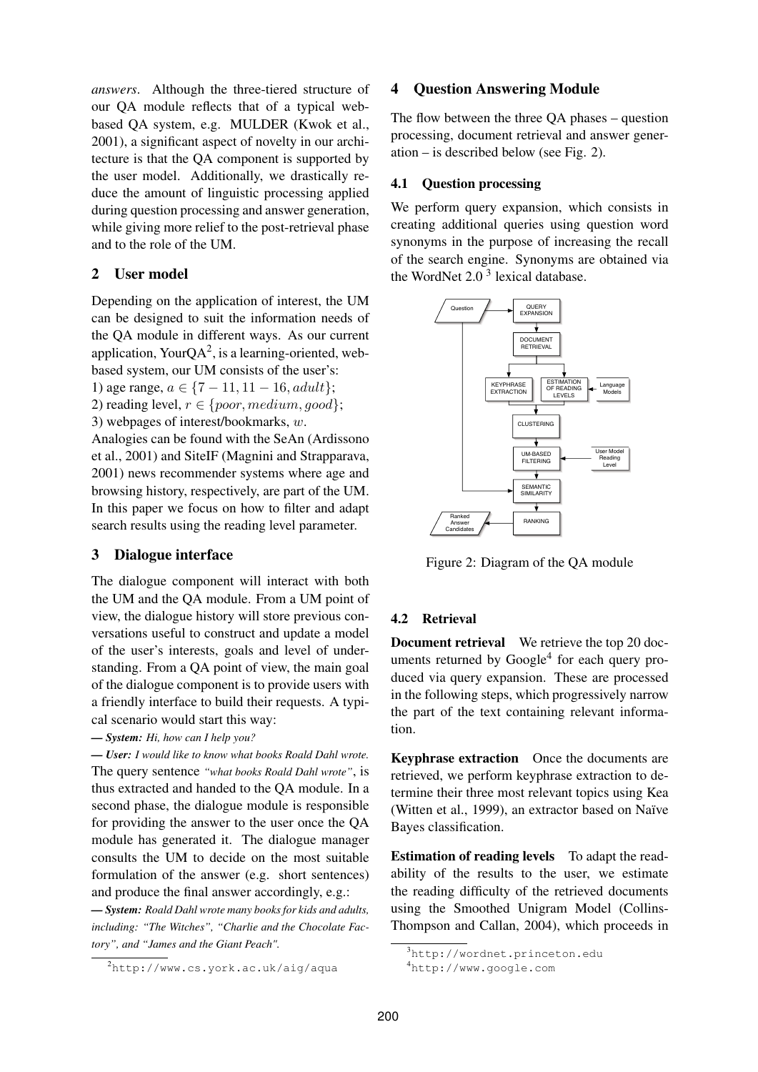*answers*. Although the three-tiered structure of our QA module reflects that of a typical web-based QA system, e.g. MULDER (Kwok et al., 2001), a significant aspect of novelty in our architecture is that the QA component is supported by the user model. Additionally, we drastically reduce the amount of linguistic processing applied during question processing and answer generation, while giving more relief to the post-retrieval phase and to the role of the UM.

## 2 User model

Depending on the application of interest, the UM can be designed to suit the information needs of the QA module in different ways. As our current application, YourQA[2], is a learning-oriented, web-based system, our UM consists of the user's:

1) age range, $a \in \{7-11, 11-16, adult\}$;
2) reading level, $r \in \{poor, medium, good\}$;
3) webpages of interest/bookmarks, $w$.

Analogies can be found with the SeAn (Ardissono et al., 2001) and SiteIF (Magnini and Strapparava, 2001) news recommender systems where age and browsing history, respectively, are part of the UM. In this paper we focus on how to filter and adapt search results using the reading level parameter.

## 3 Dialogue interface

The dialogue component will interact with both the UM and the QA module. From a UM point of view, the dialogue history will store previous conversations useful to construct and update a model of the user's interests, goals and level of understanding. From a QA point of view, the main goal of the dialogue component is to provide users with a friendly interface to build their requests. A typical scenario would start this way:

— ***System:*** *Hi, how can I help you?*

— ***User:*** *I would like to know what books Roald Dahl wrote.*

The query sentence *"what books Roald Dahl wrote"*, is thus extracted and handed to the QA module. In a second phase, the dialogue module is responsible for providing the answer to the user once the QA module has generated it. The dialogue manager consults the UM to decide on the most suitable formulation of the answer (e.g. short sentences) and produce the final answer accordingly, e.g.:

— ***System:*** *Roald Dahl wrote many books for kids and adults, including: "The Witches", "Charlie and the Chocolate Factory", and "James and the Giant Peach".*

[2] http://www.cs.york.ac.uk/aig/aqua

## 4 Question Answering Module

The flow between the three QA phases – question processing, document retrieval and answer generation – is described below (see Fig. 2).

### 4.1 Question processing

We perform query expansion, which consists in creating additional queries using question word synonyms in the purpose of increasing the recall of the search engine. Synonyms are obtained via the WordNet 2.0 [3] lexical database.

Figure 2: Diagram of the QA module

### 4.2 Retrieval

**Document retrieval** We retrieve the top 20 documents returned by Google[4] for each query produced via query expansion. These are processed in the following steps, which progressively narrow the part of the text containing relevant information.

**Keyphrase extraction** Once the documents are retrieved, we perform keyphrase extraction to determine their three most relevant topics using Kea (Witten et al., 1999), an extractor based on Naïve Bayes classification.

**Estimation of reading levels** To adapt the readability of the results to the user, we estimate the reading difficulty of the retrieved documents using the Smoothed Unigram Model (Collins-Thompson and Callan, 2004), which proceeds in

[3] http://wordnet.princeton.edu

[4] http://www.google.com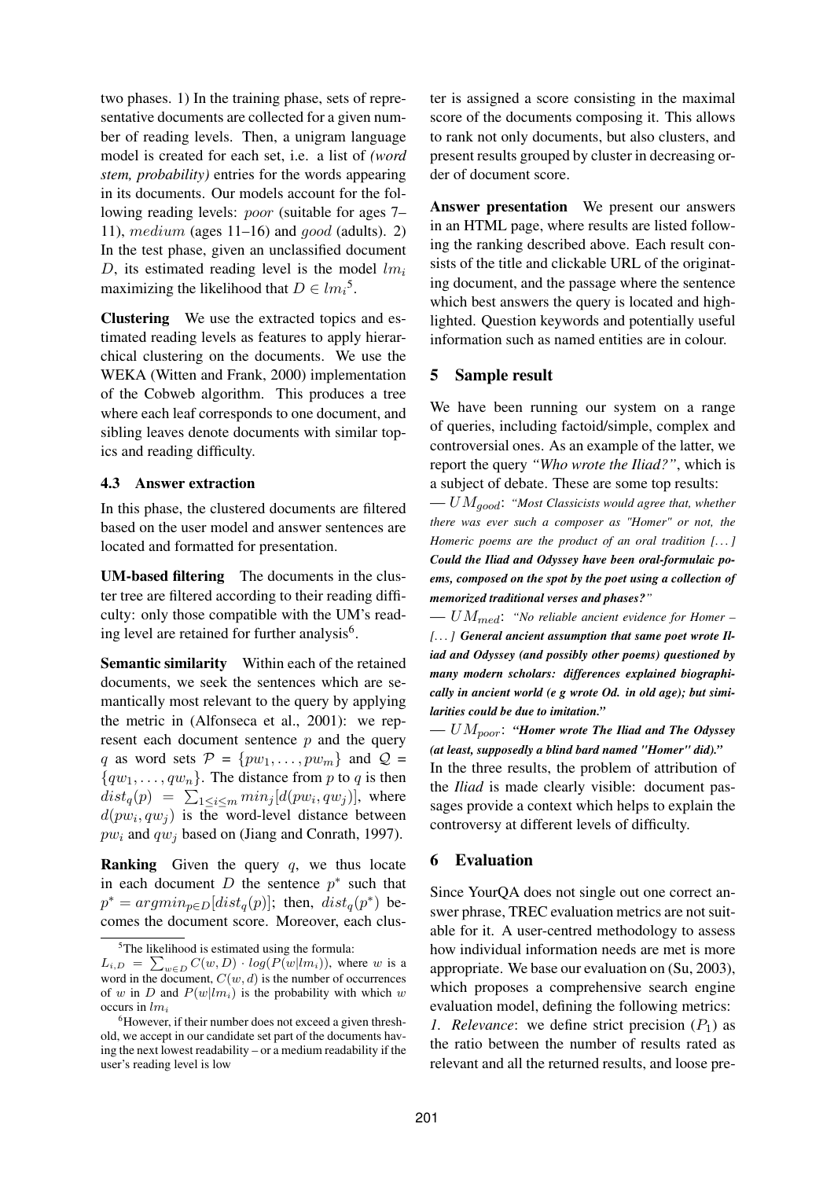two phases. 1) In the training phase, sets of representative documents are collected for a given number of reading levels. Then, a unigram language model is created for each set, i.e. a list of *(word stem, probability)* entries for the words appearing in its documents. Our models account for the following reading levels: $poor$ (suitable for ages 7–11), $medium$ (ages 11–16) and $good$ (adults). 2) In the test phase, given an unclassified document $D$, its estimated reading level is the model $lm_i$ maximizing the likelihood that $D \in lm_i$[5].

**Clustering** We use the extracted topics and estimated reading levels as features to apply hierarchical clustering on the documents. We use the WEKA (Witten and Frank, 2000) implementation of the Cobweb algorithm. This produces a tree where each leaf corresponds to one document, and sibling leaves denote documents with similar topics and reading difficulty.

### 4.3 Answer extraction

In this phase, the clustered documents are filtered based on the user model and answer sentences are located and formatted for presentation.

**UM-based filtering** The documents in the cluster tree are filtered according to their reading difficulty: only those compatible with the UM's reading level are retained for further analysis[6].

**Semantic similarity** Within each of the retained documents, we seek the sentences which are semantically most relevant to the query by applying the metric in (Alfonseca et al., 2001): we represent each document sentence $p$ and the query $q$ as word sets $\mathcal{P} = \{pw_1, \ldots, pw_m\}$ and $\mathcal{Q} = \{qw_1, \ldots, qw_n\}$. The distance from $p$ to $q$ is then $dist_q(p) = \sum_{1 \leq i \leq m} min_j[d(pw_i, qw_j)]$, where $d(pw_i, qw_j)$ is the word-level distance between $pw_i$ and $qw_j$ based on (Jiang and Conrath, 1997).

**Ranking** Given the query $q$, we thus locate in each document $D$ the sentence $p^*$ such that $p^* = argmin_{p \in D}[dist_q(p)]$; then, $dist_q(p^*)$ becomes the document score. Moreover, each cluster is assigned a score consisting in the maximal score of the documents composing it. This allows to rank not only documents, but also clusters, and present results grouped by cluster in decreasing order of document score.

**Answer presentation** We present our answers in an HTML page, where results are listed following the ranking described above. Each result consists of the title and clickable URL of the originating document, and the passage where the sentence which best answers the query is located and highlighted. Question keywords and potentially useful information such as named entities are in colour.

## 5 Sample result

We have been running our system on a range of queries, including factoid/simple, complex and controversial ones. As an example of the latter, we report the query *"Who wrote the Iliad?"*, which is a subject of debate. These are some top results:

— $UM_{good}$: *"Most Classicists would agree that, whether there was ever such a composer as "Homer" or not, the Homeric poems are the product of an oral tradition [...]* ***Could the Iliad and Odyssey have been oral-formulaic poems, composed on the spot by the poet using a collection of memorized traditional verses and phases?"***

— $UM_{med}$: *"No reliable ancient evidence for Homer – [...]* ***General ancient assumption that same poet wrote Iliad and Odyssey (and possibly other poems) questioned by many modern scholars: differences explained biographically in ancient world (e g wrote Od. in old age); but similarities could be due to imitation."***

— $UM_{poor}$: ***"Homer wrote The Iliad and The Odyssey (at least, supposedly a blind bard named "Homer" did)."***

In the three results, the problem of attribution of the *Iliad* is made clearly visible: document passages provide a context which helps to explain the controversy at different levels of difficulty.

## 6 Evaluation

Since YourQA does not single out one correct answer phrase, TREC evaluation metrics are not suitable for it. A user-centred methodology to assess how individual information needs are met is more appropriate. We base our evaluation on (Su, 2003), which proposes a comprehensive search engine evaluation model, defining the following metrics:

*1. Relevance*: we define strict precision ($P_1$) as the ratio between the number of results rated as relevant and all the returned results, and loose pre-

---

[5] The likelihood is estimated using the formula: $L_{i,D} = \sum_{w \in D} C(w, D) \cdot log(P(w|lm_i))$, where $w$ is a word in the document, $C(w, d)$ is the number of occurrences of $w$ in $D$ and $P(w|lm_i)$ is the probability with which $w$ occurs in $lm_i$

[6] However, if their number does not exceed a given threshold, we accept in our candidate set part of the documents having the next lowest readability – or a medium readability if the user's reading level is low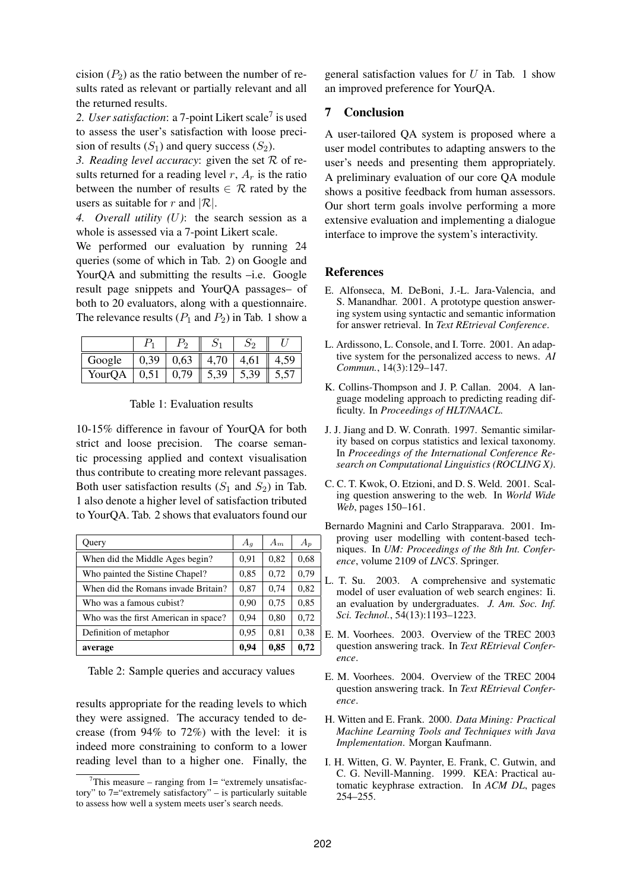cision ($P_2$) as the ratio between the number of results rated as relevant or partially relevant and all the returned results.

*2. User satisfaction*: a 7-point Likert scale[7] is used to assess the user's satisfaction with loose precision of results ($S_1$) and query success ($S_2$).

*3. Reading level accuracy*: given the set $\mathcal{R}$ of results returned for a reading level $r$, $A_r$ is the ratio between the number of results $\in \mathcal{R}$ rated by the users as suitable for $r$ and $|\mathcal{R}|$.

*4. Overall utility ($U$)*: the search session as a whole is assessed via a 7-point Likert scale.

We performed our evaluation by running 24 queries (some of which in Tab. 2) on Google and YourQA and submitting the results –i.e. Google result page snippets and YourQA passages– of both to 20 evaluators, along with a questionnaire. The relevance results ($P_1$ and $P_2$) in Tab. 1 show a

| | $P_1$ | $P_2$ | $S_1$ | $S_2$ | $U$ |
|---|---|---|---|---|---|
| Google | 0,39 | 0,63 | 4,70 | 4,61 | 4,59 |
| YourQA | 0,51 | 0,79 | 5,39 | 5,39 | 5,57 |

Table 1: Evaluation results

10-15% difference in favour of YourQA for both strict and loose precision. The coarse semantic processing applied and context visualisation thus contribute to creating more relevant passages. Both user satisfaction results ($S_1$ and $S_2$) in Tab. 1 also denote a higher level of satisfaction tributed to YourQA. Tab. 2 shows that evaluators found our

| Query | $A_g$ | $A_m$ | $A_p$ |
|---|---|---|---|
| When did the Middle Ages begin? | 0,91 | 0,82 | 0,68 |
| Who painted the Sistine Chapel? | 0,85 | 0,72 | 0,79 |
| When did the Romans invade Britain? | 0,87 | 0,74 | 0,82 |
| Who was a famous cubist? | 0,90 | 0,75 | 0,85 |
| Who was the first American in space? | 0,94 | 0,80 | 0,72 |
| Definition of metaphor | 0,95 | 0,81 | 0,38 |
| **average** | **0,94** | **0,85** | **0,72** |

Table 2: Sample queries and accuracy values

results appropriate for the reading levels to which they were assigned. The accuracy tended to decrease (from 94% to 72%) with the level: it is indeed more constraining to conform to a lower reading level than to a higher one. Finally, the general satisfaction values for $U$ in Tab. 1 show an improved preference for YourQA.

[7] This measure – ranging from 1= "extremely unsatisfactory" to 7="extremely satisfactory" – is particularly suitable to assess how well a system meets user's search needs.

## 7 Conclusion

A user-tailored QA system is proposed where a user model contributes to adapting answers to the user's needs and presenting them appropriately. A preliminary evaluation of our core QA module shows a positive feedback from human assessors. Our short term goals involve performing a more extensive evaluation and implementing a dialogue interface to improve the system's interactivity.

## References

E. Alfonseca, M. DeBoni, J.-L. Jara-Valencia, and S. Manandhar. 2001. A prototype question answering system using syntactic and semantic information for answer retrieval. In *Text REtrieval Conference*.

L. Ardissono, L. Console, and I. Torre. 2001. An adaptive system for the personalized access to news. *AI Commun.*, 14(3):129–147.

K. Collins-Thompson and J. P. Callan. 2004. A language modeling approach to predicting reading difficulty. In *Proceedings of HLT/NAACL*.

J. J. Jiang and D. W. Conrath. 1997. Semantic similarity based on corpus statistics and lexical taxonomy. In *Proceedings of the International Conference Research on Computational Linguistics (ROCLING X)*.

C. C. T. Kwok, O. Etzioni, and D. S. Weld. 2001. Scaling question answering to the web. In *World Wide Web*, pages 150–161.

Bernardo Magnini and Carlo Strapparava. 2001. Improving user modelling with content-based techniques. In *UM: Proceedings of the 8th Int. Conference*, volume 2109 of *LNCS*. Springer.

L. T. Su. 2003. A comprehensive and systematic model of user evaluation of web search engines: Ii. an evaluation by undergraduates. *J. Am. Soc. Inf. Sci. Technol.*, 54(13):1193–1223.

E. M. Voorhees. 2003. Overview of the TREC 2003 question answering track. In *Text REtrieval Conference*.

E. M. Voorhees. 2004. Overview of the TREC 2004 question answering track. In *Text REtrieval Conference*.

H. Witten and E. Frank. 2000. *Data Mining: Practical Machine Learning Tools and Techniques with Java Implementation*. Morgan Kaufmann.

I. H. Witten, G. W. Paynter, E. Frank, C. Gutwin, and C. G. Nevill-Manning. 1999. KEA: Practical automatic keyphrase extraction. In *ACM DL*, pages 254–255.